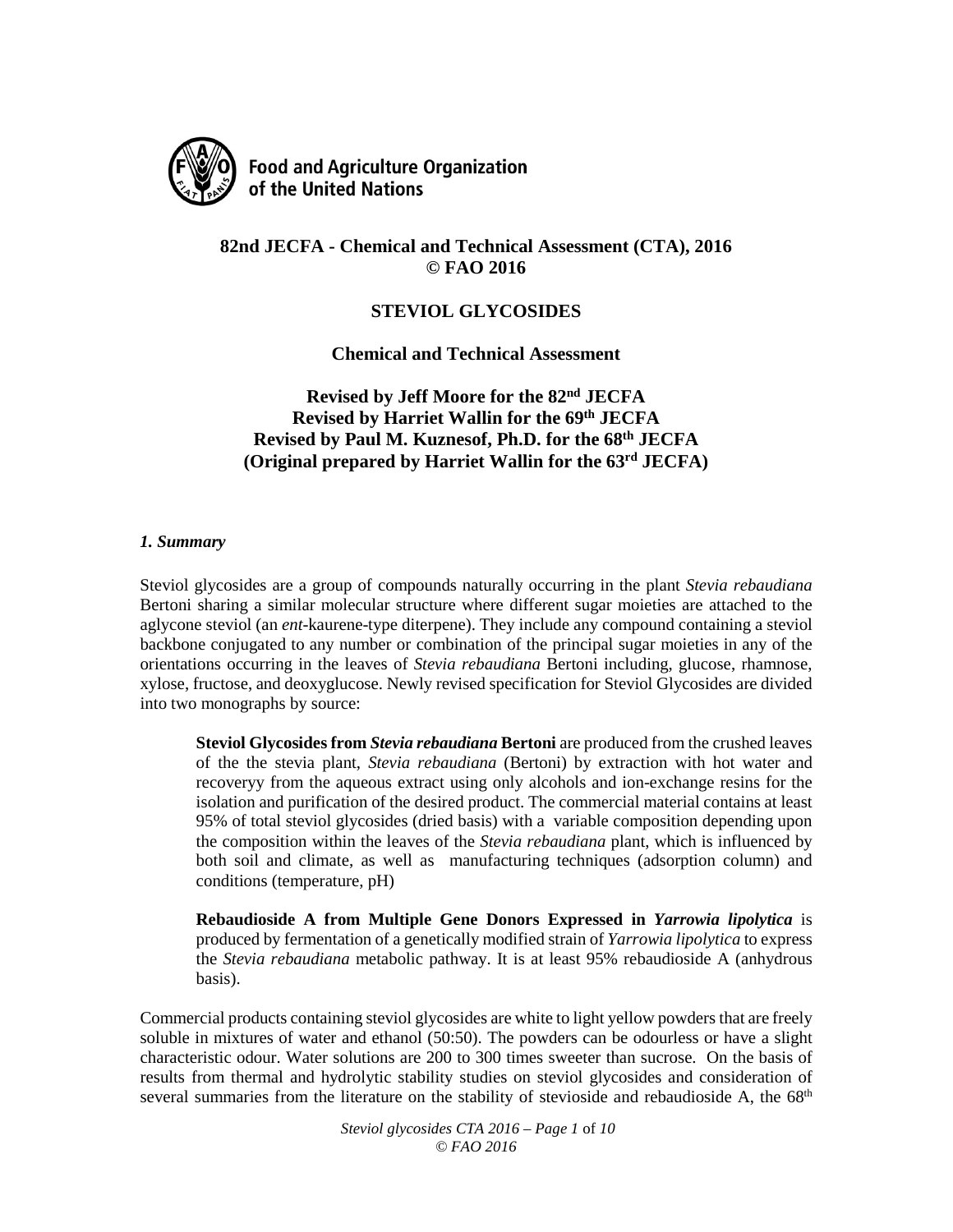Food and Agriculture Organization of the United Nations

**82nd JECFA - Chemical and Technical Assessment (CTA), 2016**
**© FAO 2016**

# STEVIOL GLYCOSIDES

## Chemical and Technical Assessment

**Revised by Jeff Moore for the 82nd JECFA**
**Revised by Harriet Wallin for the 69th JECFA**
**Revised by Paul M. Kuznesof, Ph.D. for the 68th JECFA**
**(Original prepared by Harriet Wallin for the 63rd JECFA)**

### *1. Summary*

Steviol glycosides are a group of compounds naturally occurring in the plant *Stevia rebaudiana* Bertoni sharing a similar molecular structure where different sugar moieties are attached to the aglycone steviol (an *ent*-kaurene-type diterpene). They include any compound containing a steviol backbone conjugated to any number or combination of the principal sugar moieties in any of the orientations occurring in the leaves of *Stevia rebaudiana* Bertoni including, glucose, rhamnose, xylose, fructose, and deoxyglucose. Newly revised specification for Steviol Glycosides are divided into two monographs by source:

> **Steviol Glycosides from *Stevia rebaudiana* Bertoni** are produced from the crushed leaves of the the stevia plant, *Stevia rebaudiana* (Bertoni) by extraction with hot water and recoveryy from the aqueous extract using only alcohols and ion-exchange resins for the isolation and purification of the desired product. The commercial material contains at least 95% of total steviol glycosides (dried basis) with a variable composition depending upon the composition within the leaves of the *Stevia rebaudiana* plant, which is influenced by both soil and climate, as well as manufacturing techniques (adsorption column) and conditions (temperature, pH)
>
> **Rebaudioside A from Multiple Gene Donors Expressed in *Yarrowia lipolytica*** is produced by fermentation of a genetically modified strain of *Yarrowia lipolytica* to express the *Stevia rebaudiana* metabolic pathway. It is at least 95% rebaudioside A (anhydrous basis).

Commercial products containing steviol glycosides are white to light yellow powders that are freely soluble in mixtures of water and ethanol (50:50). The powders can be odourless or have a slight characteristic odour. Water solutions are 200 to 300 times sweeter than sucrose. On the basis of results from thermal and hydrolytic stability studies on steviol glycosides and consideration of several summaries from the literature on the stability of stevioside and rebaudioside A, the 68th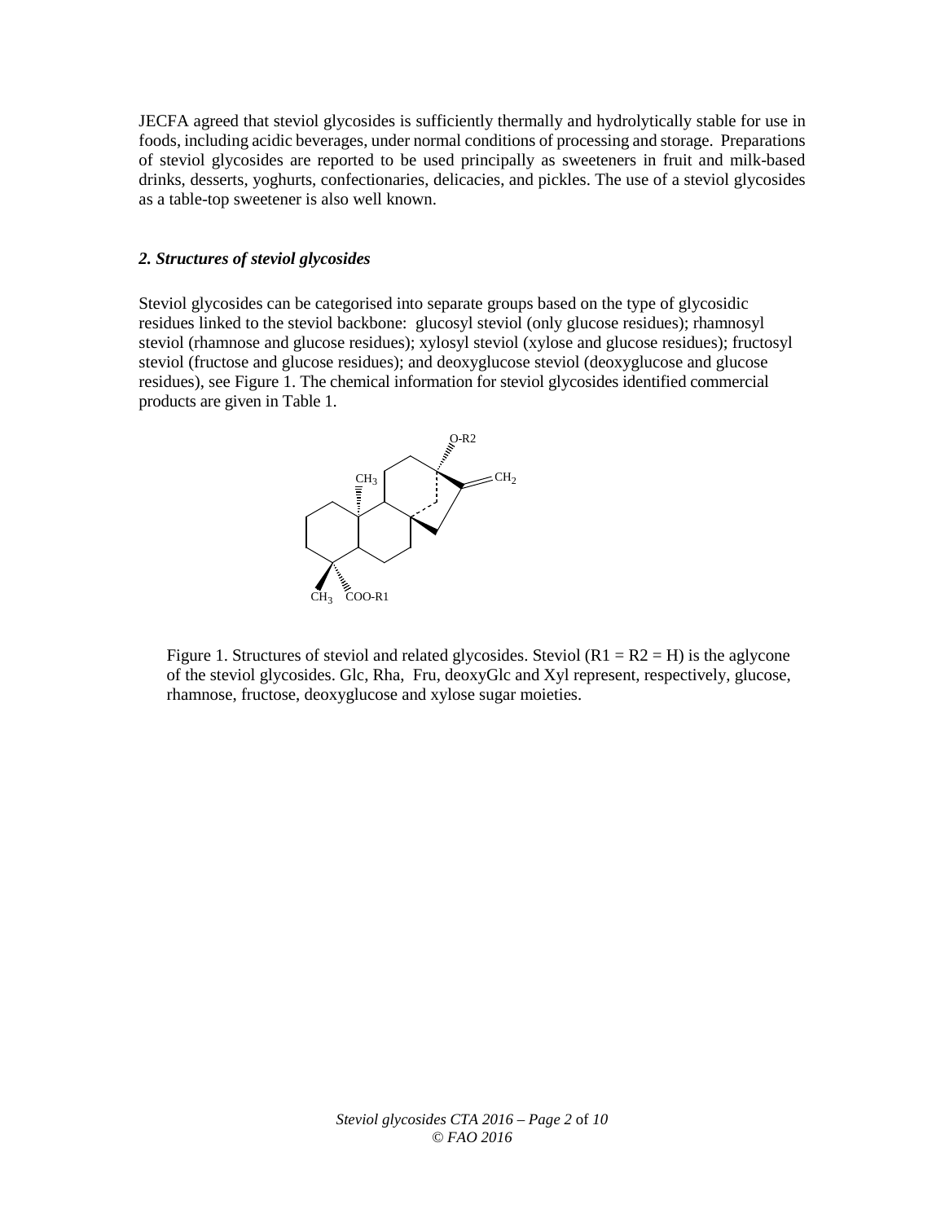JECFA agreed that steviol glycosides is sufficiently thermally and hydrolytically stable for use in foods, including acidic beverages, under normal conditions of processing and storage. Preparations of steviol glycosides are reported to be used principally as sweeteners in fruit and milk-based drinks, desserts, yoghurts, confectionaries, delicacies, and pickles. The use of a steviol glycosides as a table-top sweetener is also well known.

### *2. Structures of steviol glycosides*

Steviol glycosides can be categorised into separate groups based on the type of glycosidic residues linked to the steviol backbone: glucosyl steviol (only glucose residues); rhamnosyl steviol (rhamnose and glucose residues); xylosyl steviol (xylose and glucose residues); fructosyl steviol (fructose and glucose residues); and deoxyglucose steviol (deoxyglucose and glucose residues), see Figure 1. The chemical information for steviol glycosides identified commercial products are given in Table 1.

Figure 1. Structures of steviol and related glycosides. Steviol (R1 = R2 = H) is the aglycone of the steviol glycosides. Glc, Rha, Fru, deoxyGlc and Xyl represent, respectively, glucose, rhamnose, fructose, deoxyglucose and xylose sugar moieties.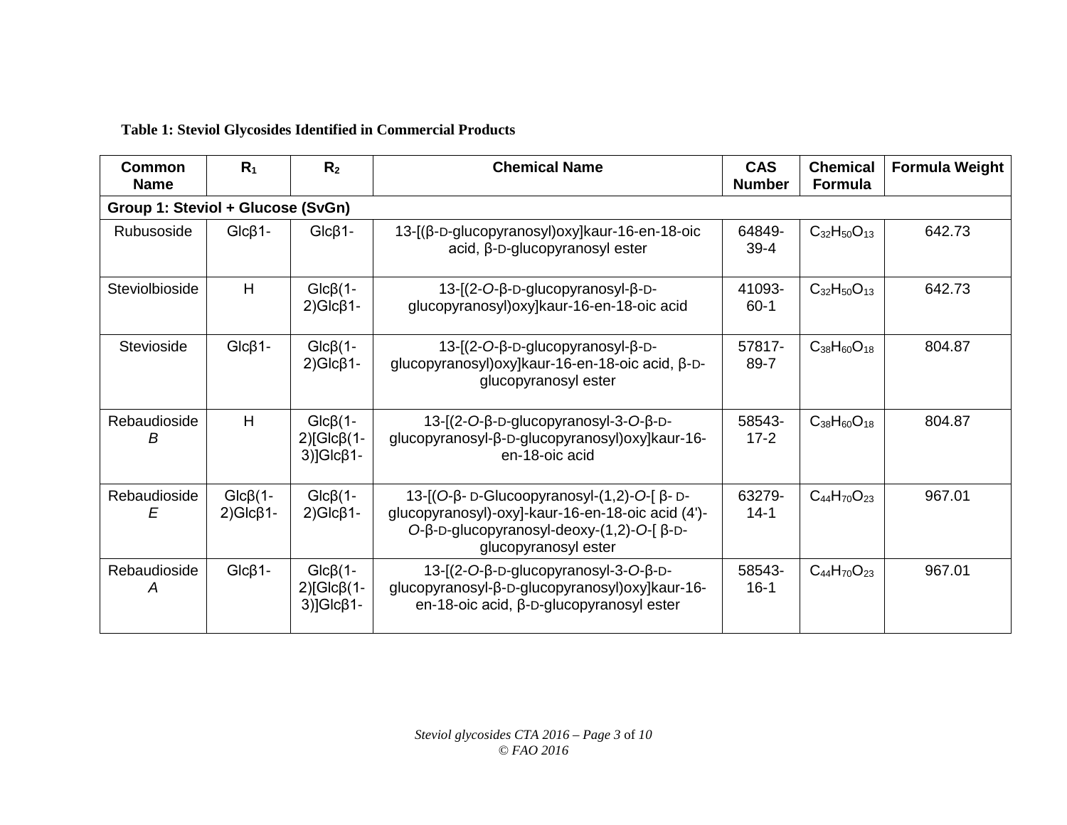**Table 1: Steviol Glycosides Identified in Commercial Products**

| Common Name | $R_1$ | $R_2$ | Chemical Name | CAS Number | Chemical Formula | Formula Weight |
|---|---|---|---|---|---|---|
| **Group 1: Steviol + Glucose (SvGn)** | | | | | | |
| Rubusoside | Glcβ1- | Glcβ1- | 13-[(β-D-glucopyranosyl)oxy]kaur-16-en-18-oic acid, β-D-glucopyranosyl ester | 64849-39-4 | $C_{32}H_{50}O_{13}$ | 642.73 |
| Steviolbioside | H | Glcβ(1-2)Glcβ1- | 13-[(2-*O*-β-D-glucopyranosyl-β-D-glucopyranosyl)oxy]kaur-16-en-18-oic acid | 41093-60-1 | $C_{32}H_{50}O_{13}$ | 642.73 |
| Stevioside | Glcβ1- | Glcβ(1-2)Glcβ1- | 13-[(2-*O*-β-D-glucopyranosyl-β-D-glucopyranosyl)oxy]kaur-16-en-18-oic acid, β-D-glucopyranosyl ester | 57817-89-7 | $C_{38}H_{60}O_{18}$ | 804.87 |
| Rebaudioside *B* | H | Glcβ(1-2)[Glcβ(1-3)]Glcβ1- | 13-[(2-*O*-β-D-glucopyranosyl-3-*O*-β-D-glucopyranosyl-β-D-glucopyranosyl)oxy]kaur-16-en-18-oic acid | 58543-17-2 | $C_{38}H_{60}O_{18}$ | 804.87 |
| Rebaudioside *E* | Glcβ(1-2)Glcβ1- | Glcβ(1-2)Glcβ1- | 13-[(*O*-β- D-Glucoopyranosyl-(1,2)-*O*-[ β- D-glucopyranosyl)-oxy]-kaur-16-en-18-oic acid (4')-*O*-β-D-glucopyranosyl-deoxy-(1,2)-*O*-[ β-D-glucopyranosyl ester | 63279-14-1 | $C_{44}H_{70}O_{23}$ | 967.01 |
| Rebaudioside *A* | Glcβ1- | Glcβ(1-2)[Glcβ(1-3)]Glcβ1- | 13-[(2-*O*-β-D-glucopyranosyl-3-*O*-β-D-glucopyranosyl-β-D-glucopyranosyl)oxy]kaur-16-en-18-oic acid, β-D-glucopyranosyl ester | 58543-16-1 | $C_{44}H_{70}O_{23}$ | 967.01 |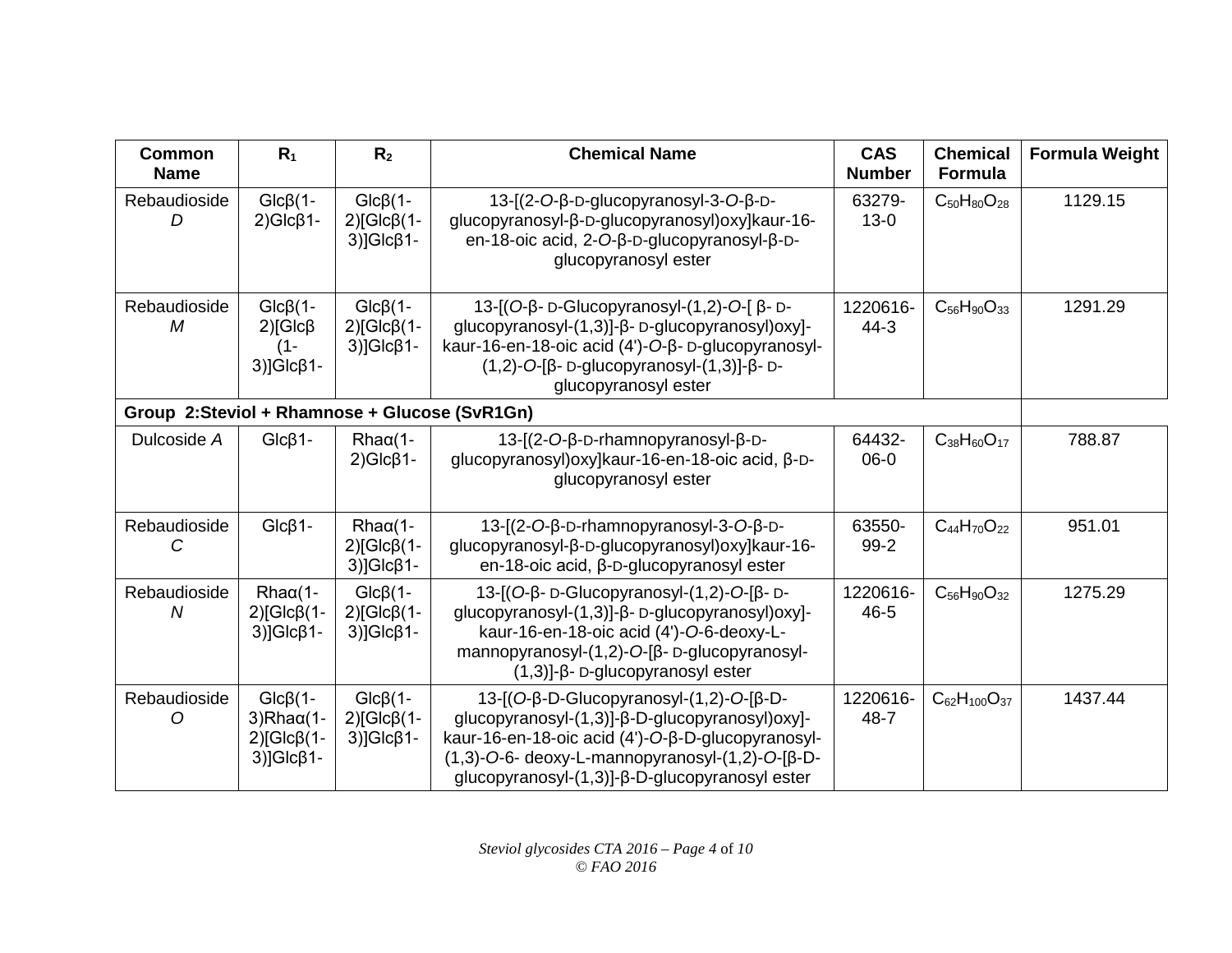| Common Name | $R_1$ | $R_2$ | Chemical Name | CAS Number | Chemical Formula | Formula Weight |
|---|---|---|---|---|---|---|
| Rebaudioside *D* | Glcβ(1-2)Glcβ1- | Glcβ(1-2)[Glcβ(1-3)]Glcβ1- | 13-[(2-*O*-β-D-glucopyranosyl-3-*O*-β-D-glucopyranosyl-β-D-glucopyranosyl)oxy]kaur-16-en-18-oic acid, 2-*O*-β-D-glucopyranosyl-β-D-glucopyranosyl ester | 63279-13-0 | $C_{50}H_{80}O_{28}$ | 1129.15 |
| Rebaudioside *M* | Glcβ(1-2)[Glcβ(1-3)]Glcβ1- | Glcβ(1-2)[Glcβ(1-3)]Glcβ1- | 13-[(*O*-β- D-Glucopyranosyl-(1,2)-*O*-[ β- D-glucopyranosyl-(1,3)]-β- D-glucopyranosyl)oxy]-kaur-16-en-18-oic acid (4')-*O*-β- D-glucopyranosyl-(1,2)-*O*-[β- D-glucopyranosyl-(1,3)]-β- D-glucopyranosyl ester | 1220616-44-3 | $C_{56}H_{90}O_{33}$ | 1291.29 |
| **Group 2:Steviol + Rhamnose + Glucose (SvR1Gn)** | | | | | | |
| Dulcoside *A* | Glcβ1- | Rhaα(1-2)Glcβ1- | 13-[(2-*O*-β-D-rhamnopyranosyl-β-D-glucopyranosyl)oxy]kaur-16-en-18-oic acid, β-D-glucopyranosyl ester | 64432-06-0 | $C_{38}H_{60}O_{17}$ | 788.87 |
| Rebaudioside *C* | Glcβ1- | Rhaα(1-2)[Glcβ(1-3)]Glcβ1- | 13-[(2-*O*-β-D-rhamnopyranosyl-3-*O*-β-D-glucopyranosyl-β-D-glucopyranosyl)oxy]kaur-16-en-18-oic acid, β-D-glucopyranosyl ester | 63550-99-2 | $C_{44}H_{70}O_{22}$ | 951.01 |
| Rebaudioside *N* | Rhaα(1-2)[Glcβ(1-3)]Glcβ1- | Glcβ(1-2)[Glcβ(1-3)]Glcβ1- | 13-[(*O*-β- D-Glucopyranosyl-(1,2)-*O*-[β- D-glucopyranosyl-(1,3)]-β- D-glucopyranosyl)oxy]-kaur-16-en-18-oic acid (4')-*O*-6-deoxy-L-mannopyranosyl-(1,2)-*O*-[β- D-glucopyranosyl-(1,3)]-β- D-glucopyranosyl ester | 1220616-46-5 | $C_{56}H_{90}O_{32}$ | 1275.29 |
| Rebaudioside *O* | Glcβ(1-3)Rhaα(1-2)[Glcβ(1-3)]Glcβ1- | Glcβ(1-2)[Glcβ(1-3)]Glcβ1- | 13-[(*O*-β-D-Glucopyranosyl-(1,2)-*O*-[β-D-glucopyranosyl-(1,3)]-β-D-glucopyranosyl)oxy]-kaur-16-en-18-oic acid (4')-*O*-β-D-glucopyranosyl-(1,3)-*O*-6- deoxy-L-mannopyranosyl-(1,2)-*O*-[β-D-glucopyranosyl-(1,3)]-β-D-glucopyranosyl ester | 1220616-48-7 | $C_{62}H_{100}O_{37}$ | 1437.44 |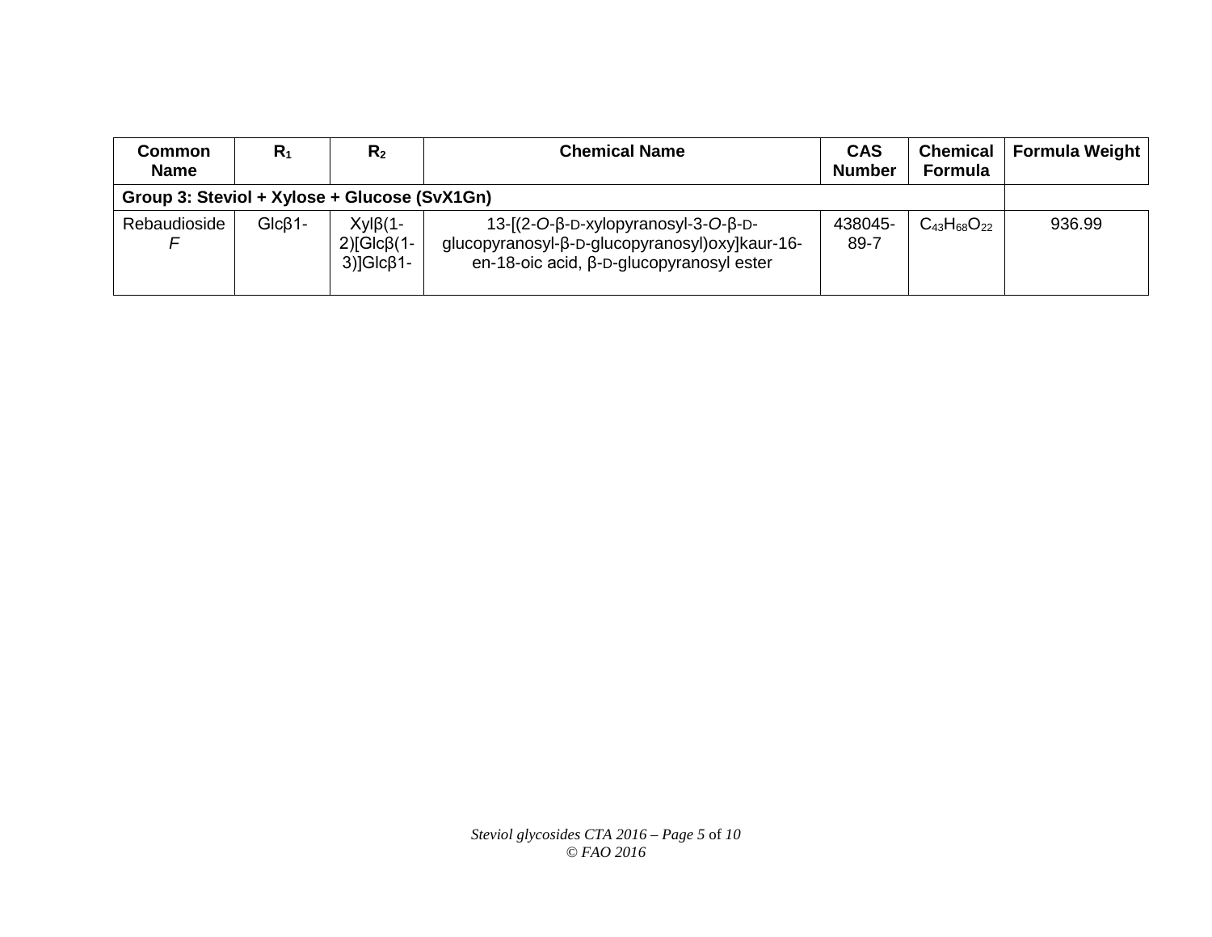| Common Name | $R_1$ | $R_2$ | Chemical Name | CAS Number | Chemical Formula | Formula Weight |
|---|---|---|---|---|---|---|
| **Group 3: Steviol + Xylose + Glucose (SvX1Gn)** | | | | | | |
| Rebaudioside *F* | Glcβ1- | Xylβ(1-2)[Glcβ(1-3)]Glcβ1- | 13-[(2-*O*-β-D-xylopyranosyl-3-*O*-β-D-glucopyranosyl-β-D-glucopyranosyl)oxy]kaur-16-en-18-oic acid, β-D-glucopyranosyl ester | 438045-89-7 | $C_{43}H_{68}O_{22}$ | 936.99 |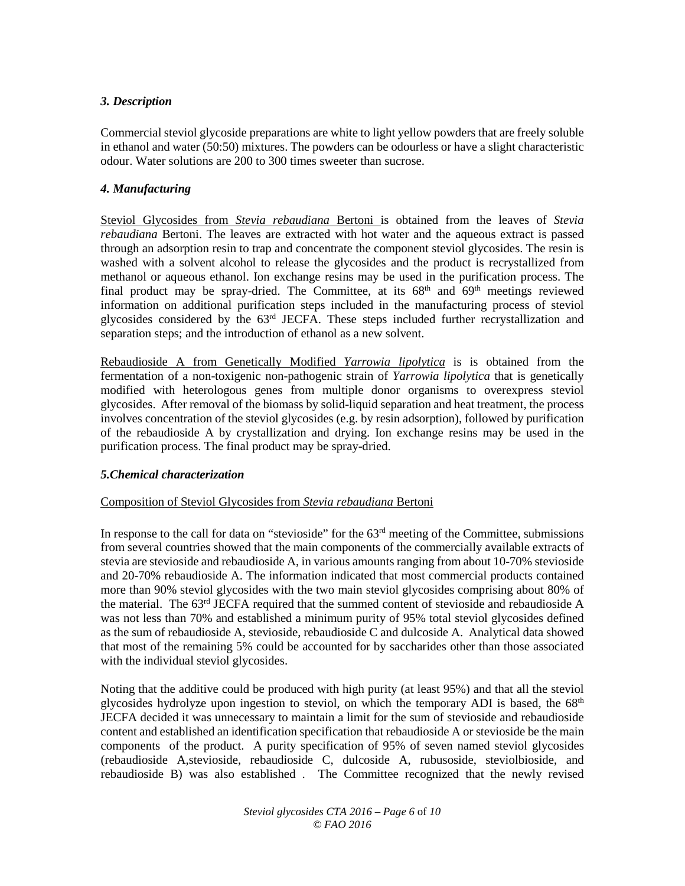### *3. Description*

Commercial steviol glycoside preparations are white to light yellow powders that are freely soluble in ethanol and water (50:50) mixtures. The powders can be odourless or have a slight characteristic odour. Water solutions are 200 to 300 times sweeter than sucrose.

### *4. Manufacturing*

Steviol Glycosides from *Stevia rebaudiana* Bertoni is obtained from the leaves of *Stevia rebaudiana* Bertoni. The leaves are extracted with hot water and the aqueous extract is passed through an adsorption resin to trap and concentrate the component steviol glycosides. The resin is washed with a solvent alcohol to release the glycosides and the product is recrystallized from methanol or aqueous ethanol. Ion exchange resins may be used in the purification process. The final product may be spray-dried. The Committee, at its 68th and 69th meetings reviewed information on additional purification steps included in the manufacturing process of steviol glycosides considered by the 63rd JECFA. These steps included further recrystallization and separation steps; and the introduction of ethanol as a new solvent.

Rebaudioside A from Genetically Modified *Yarrowia lipolytica* is is obtained from the fermentation of a non-toxigenic non-pathogenic strain of *Yarrowia lipolytica* that is genetically modified with heterologous genes from multiple donor organisms to overexpress steviol glycosides. After removal of the biomass by solid-liquid separation and heat treatment, the process involves concentration of the steviol glycosides (e.g. by resin adsorption), followed by purification of the rebaudioside A by crystallization and drying. Ion exchange resins may be used in the purification process. The final product may be spray-dried.

### *5.Chemical characterization*

Composition of Steviol Glycosides from *Stevia rebaudiana* Bertoni

In response to the call for data on "stevioside" for the 63rd meeting of the Committee, submissions from several countries showed that the main components of the commercially available extracts of stevia are stevioside and rebaudioside A, in various amounts ranging from about 10-70% stevioside and 20-70% rebaudioside A. The information indicated that most commercial products contained more than 90% steviol glycosides with the two main steviol glycosides comprising about 80% of the material. The 63rd JECFA required that the summed content of stevioside and rebaudioside A was not less than 70% and established a minimum purity of 95% total steviol glycosides defined as the sum of rebaudioside A, stevioside, rebaudioside C and dulcoside A. Analytical data showed that most of the remaining 5% could be accounted for by saccharides other than those associated with the individual steviol glycosides.

Noting that the additive could be produced with high purity (at least 95%) and that all the steviol glycosides hydrolyze upon ingestion to steviol, on which the temporary ADI is based, the 68th JECFA decided it was unnecessary to maintain a limit for the sum of stevioside and rebaudioside content and established an identification specification that rebaudioside A or stevioside be the main components of the product. A purity specification of 95% of seven named steviol glycosides (rebaudioside A,stevioside, rebaudioside C, dulcoside A, rubusoside, steviolbioside, and rebaudioside B) was also established . The Committee recognized that the newly revised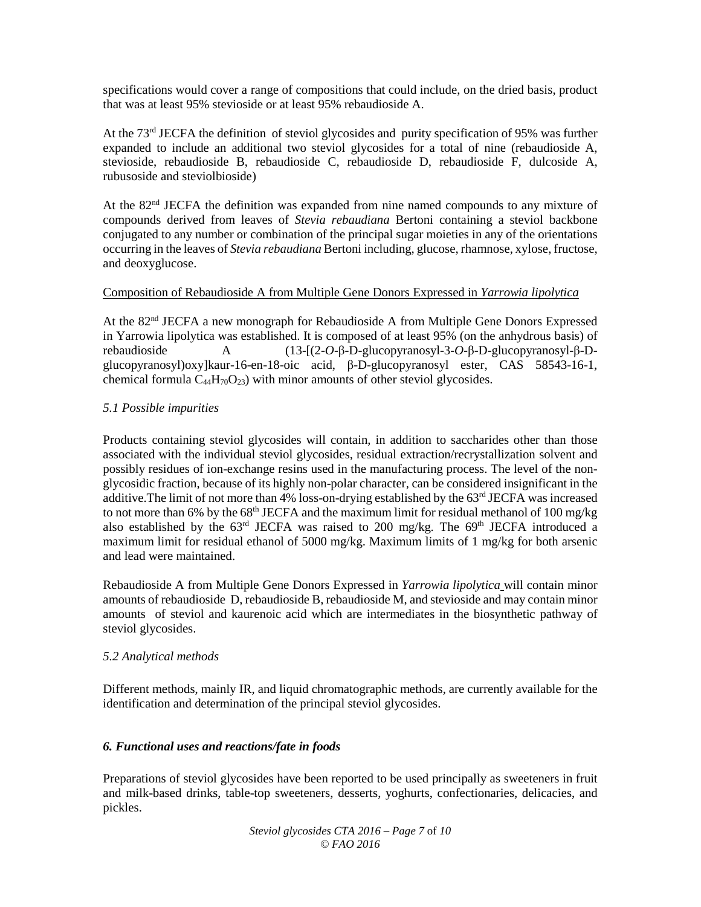specifications would cover a range of compositions that could include, on the dried basis, product that was at least 95% stevioside or at least 95% rebaudioside A.

At the 73rd JECFA the definition of steviol glycosides and purity specification of 95% was further expanded to include an additional two steviol glycosides for a total of nine (rebaudioside A, stevioside, rebaudioside B, rebaudioside C, rebaudioside D, rebaudioside F, dulcoside A, rubusoside and steviolbioside)

At the 82nd JECFA the definition was expanded from nine named compounds to any mixture of compounds derived from leaves of *Stevia rebaudiana* Bertoni containing a steviol backbone conjugated to any number or combination of the principal sugar moieties in any of the orientations occurring in the leaves of *Stevia rebaudiana* Bertoni including, glucose, rhamnose, xylose, fructose, and deoxyglucose.

Composition of Rebaudioside A from Multiple Gene Donors Expressed in *Yarrowia lipolytica*

At the 82nd JECFA a new monograph for Rebaudioside A from Multiple Gene Donors Expressed in Yarrowia lipolytica was established. It is composed of at least 95% (on the anhydrous basis) of rebaudioside A (13-[(2-*O*-β-D-glucopyranosyl-3-*O*-β-D-glucopyranosyl-β-D-glucopyranosyl)oxy]kaur-16-en-18-oic acid, β-D-glucopyranosyl ester, CAS 58543-16-1, chemical formula $C_{44}H_{70}O_{23}$) with minor amounts of other steviol glycosides.

### *5.1 Possible impurities*

Products containing steviol glycosides will contain, in addition to saccharides other than those associated with the individual steviol glycosides, residual extraction/recrystallization solvent and possibly residues of ion-exchange resins used in the manufacturing process. The level of the non-glycosidic fraction, because of its highly non-polar character, can be considered insignificant in the additive.The limit of not more than 4% loss-on-drying established by the 63rd JECFA was increased to not more than 6% by the 68th JECFA and the maximum limit for residual methanol of 100 mg/kg also established by the 63rd JECFA was raised to 200 mg/kg. The 69th JECFA introduced a maximum limit for residual ethanol of 5000 mg/kg. Maximum limits of 1 mg/kg for both arsenic and lead were maintained.

Rebaudioside A from Multiple Gene Donors Expressed in *Yarrowia lipolytica* will contain minor amounts of rebaudioside D, rebaudioside B, rebaudioside M, and stevioside and may contain minor amounts of steviol and kaurenoic acid which are intermediates in the biosynthetic pathway of steviol glycosides.

### *5.2 Analytical methods*

Different methods, mainly IR, and liquid chromatographic methods, are currently available for the identification and determination of the principal steviol glycosides.

## ***6. Functional uses and reactions/fate in foods***

Preparations of steviol glycosides have been reported to be used principally as sweeteners in fruit and milk-based drinks, table-top sweeteners, desserts, yoghurts, confectionaries, delicacies, and pickles.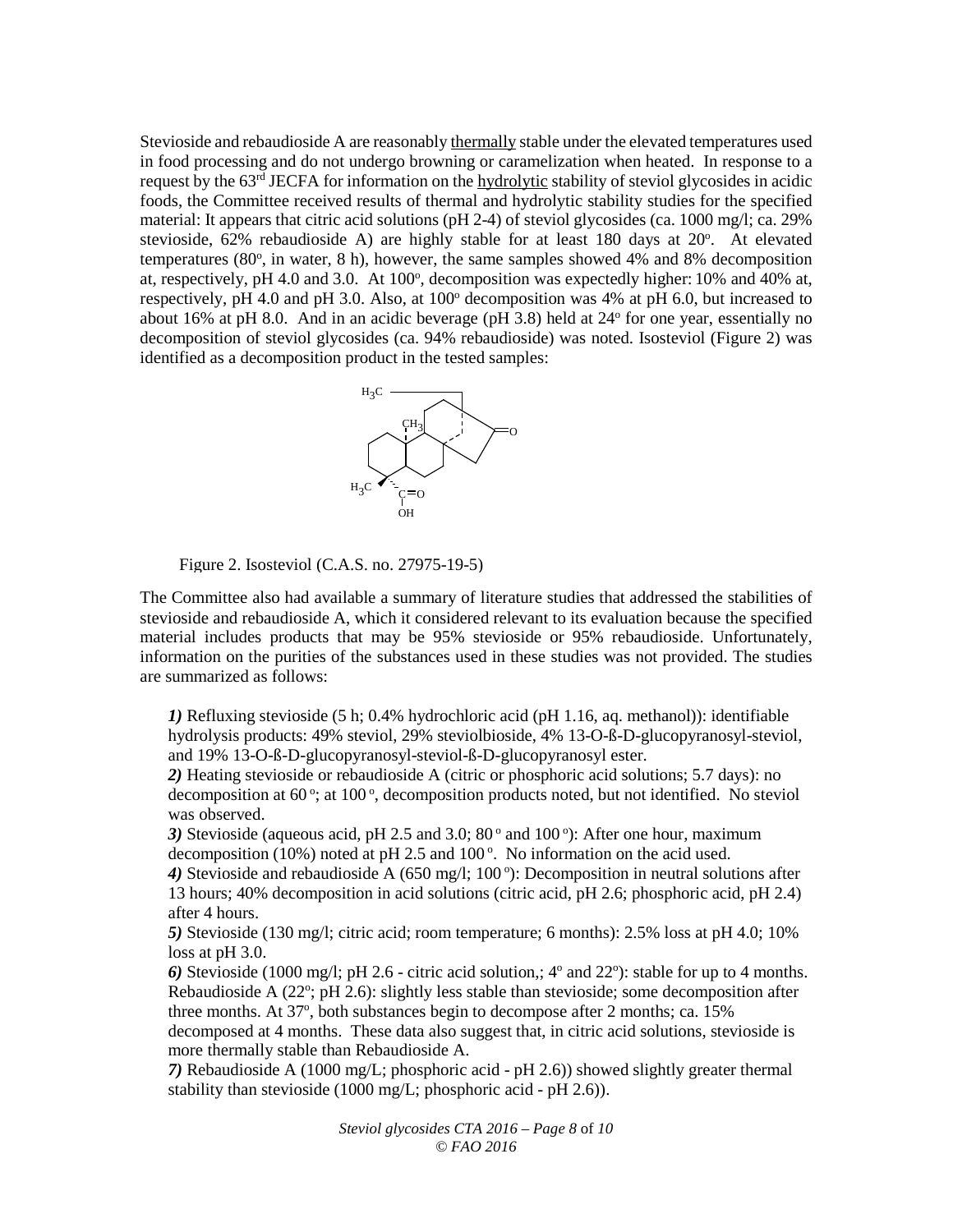Stevioside and rebaudioside A are reasonably thermally stable under the elevated temperatures used in food processing and do not undergo browning or caramelization when heated. In response to a request by the 63rd JECFA for information on the hydrolytic stability of steviol glycosides in acidic foods, the Committee received results of thermal and hydrolytic stability studies for the specified material: It appears that citric acid solutions (pH 2-4) of steviol glycosides (ca. 1000 mg/l; ca. 29% stevioside, 62% rebaudioside A) are highly stable for at least 180 days at 20°. At elevated temperatures (80°, in water, 8 h), however, the same samples showed 4% and 8% decomposition at, respectively, pH 4.0 and 3.0. At 100°, decomposition was expectedly higher: 10% and 40% at, respectively, pH 4.0 and pH 3.0. Also, at 100° decomposition was 4% at pH 6.0, but increased to about 16% at pH 8.0. And in an acidic beverage (pH 3.8) held at 24° for one year, essentially no decomposition of steviol glycosides (ca. 94% rebaudioside) was noted. Isosteviol (Figure 2) was identified as a decomposition product in the tested samples:

Figure 2. Isosteviol (C.A.S. no. 27975-19-5)

The Committee also had available a summary of literature studies that addressed the stabilities of stevioside and rebaudioside A, which it considered relevant to its evaluation because the specified material includes products that may be 95% stevioside or 95% rebaudioside. Unfortunately, information on the purities of the substances used in these studies was not provided. The studies are summarized as follows:

***1)*** Refluxing stevioside (5 h; 0.4% hydrochloric acid (pH 1.16, aq. methanol)): identifiable hydrolysis products: 49% steviol, 29% steviolbioside, 4% 13-O-ß-D-glucopyranosyl-steviol, and 19% 13-O-ß-D-glucopyranosyl-steviol-ß-D-glucopyranosyl ester.
***2)*** Heating stevioside or rebaudioside A (citric or phosphoric acid solutions; 5.7 days): no decomposition at 60°; at 100°, decomposition products noted, but not identified. No steviol was observed.
***3)*** Stevioside (aqueous acid, pH 2.5 and 3.0; 80° and 100°): After one hour, maximum decomposition (10%) noted at pH 2.5 and 100°. No information on the acid used.
***4)*** Stevioside and rebaudioside A (650 mg/l; 100°): Decomposition in neutral solutions after 13 hours; 40% decomposition in acid solutions (citric acid, pH 2.6; phosphoric acid, pH 2.4) after 4 hours.
***5)*** Stevioside (130 mg/l; citric acid; room temperature; 6 months): 2.5% loss at pH 4.0; 10% loss at pH 3.0.
***6)*** Stevioside (1000 mg/l; pH 2.6 - citric acid solution,; 4° and 22°): stable for up to 4 months. Rebaudioside A (22°; pH 2.6): slightly less stable than stevioside; some decomposition after three months. At 37°, both substances begin to decompose after 2 months; ca. 15% decomposed at 4 months. These data also suggest that, in citric acid solutions, stevioside is more thermally stable than Rebaudioside A.
***7)*** Rebaudioside A (1000 mg/L; phosphoric acid - pH 2.6)) showed slightly greater thermal stability than stevioside (1000 mg/L; phosphoric acid - pH 2.6)).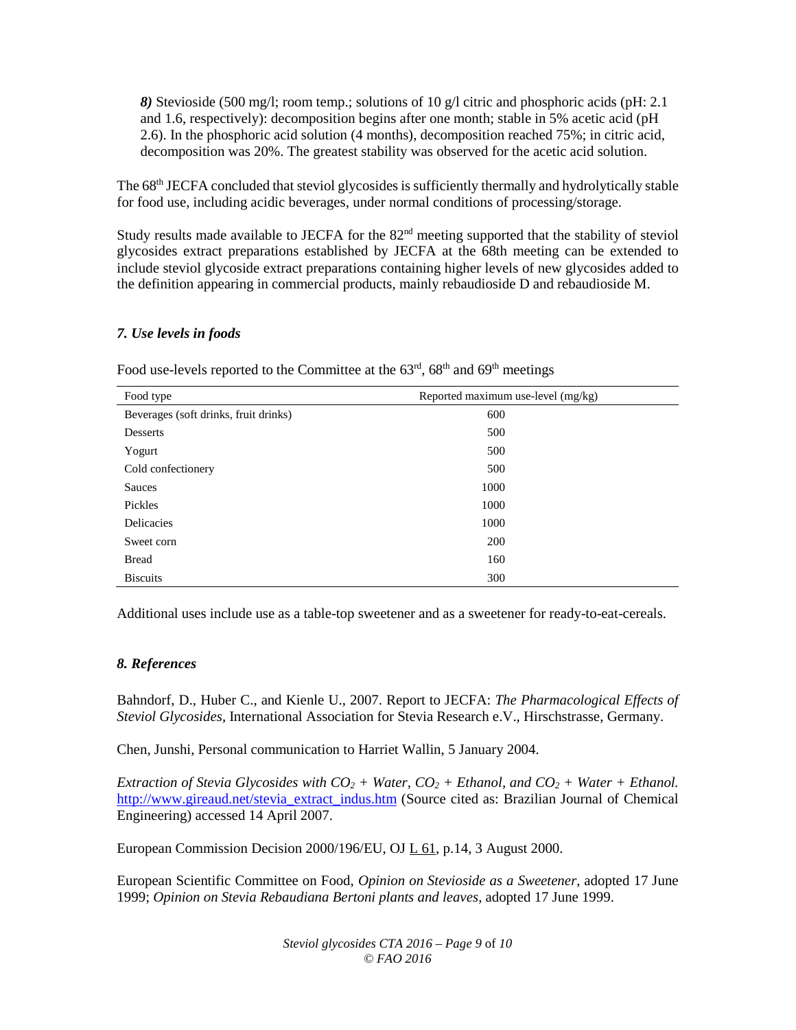*8)* Stevioside (500 mg/l; room temp.; solutions of 10 g/l citric and phosphoric acids (pH: 2.1 and 1.6, respectively): decomposition begins after one month; stable in 5% acetic acid (pH 2.6). In the phosphoric acid solution (4 months), decomposition reached 75%; in citric acid, decomposition was 20%. The greatest stability was observed for the acetic acid solution.

The 68th JECFA concluded that steviol glycosides is sufficiently thermally and hydrolytically stable for food use, including acidic beverages, under normal conditions of processing/storage.

Study results made available to JECFA for the 82nd meeting supported that the stability of steviol glycosides extract preparations established by JECFA at the 68th meeting can be extended to include steviol glycoside extract preparations containing higher levels of new glycosides added to the definition appearing in commercial products, mainly rebaudioside D and rebaudioside M.

### *7. Use levels in foods*

Food use-levels reported to the Committee at the 63rd, 68th and 69th meetings

| Food type | Reported maximum use-level (mg/kg) |
|---|---|
| Beverages (soft drinks, fruit drinks) | 600 |
| Desserts | 500 |
| Yogurt | 500 |
| Cold confectionery | 500 |
| Sauces | 1000 |
| Pickles | 1000 |
| Delicacies | 1000 |
| Sweet corn | 200 |
| Bread | 160 |
| Biscuits | 300 |

Additional uses include use as a table-top sweetener and as a sweetener for ready-to-eat-cereals.

### *8. References*

Bahndorf, D., Huber C., and Kienle U., 2007. Report to JECFA: *The Pharmacological Effects of Steviol Glycosides*, International Association for Stevia Research e.V., Hirschstrasse, Germany.

Chen, Junshi, Personal communication to Harriet Wallin, 5 January 2004.

*Extraction of Stevia Glycosides with $CO_2$ + Water, $CO_2$ + Ethanol, and $CO_2$ + Water + Ethanol.* http://www.gireaud.net/stevia_extract_indus.htm (Source cited as: Brazilian Journal of Chemical Engineering) accessed 14 April 2007.

European Commission Decision 2000/196/EU, OJ L 61, p.14, 3 August 2000.

European Scientific Committee on Food, *Opinion on Stevioside as a Sweetener*, adopted 17 June 1999; *Opinion on Stevia Rebaudiana Bertoni plants and leaves*, adopted 17 June 1999.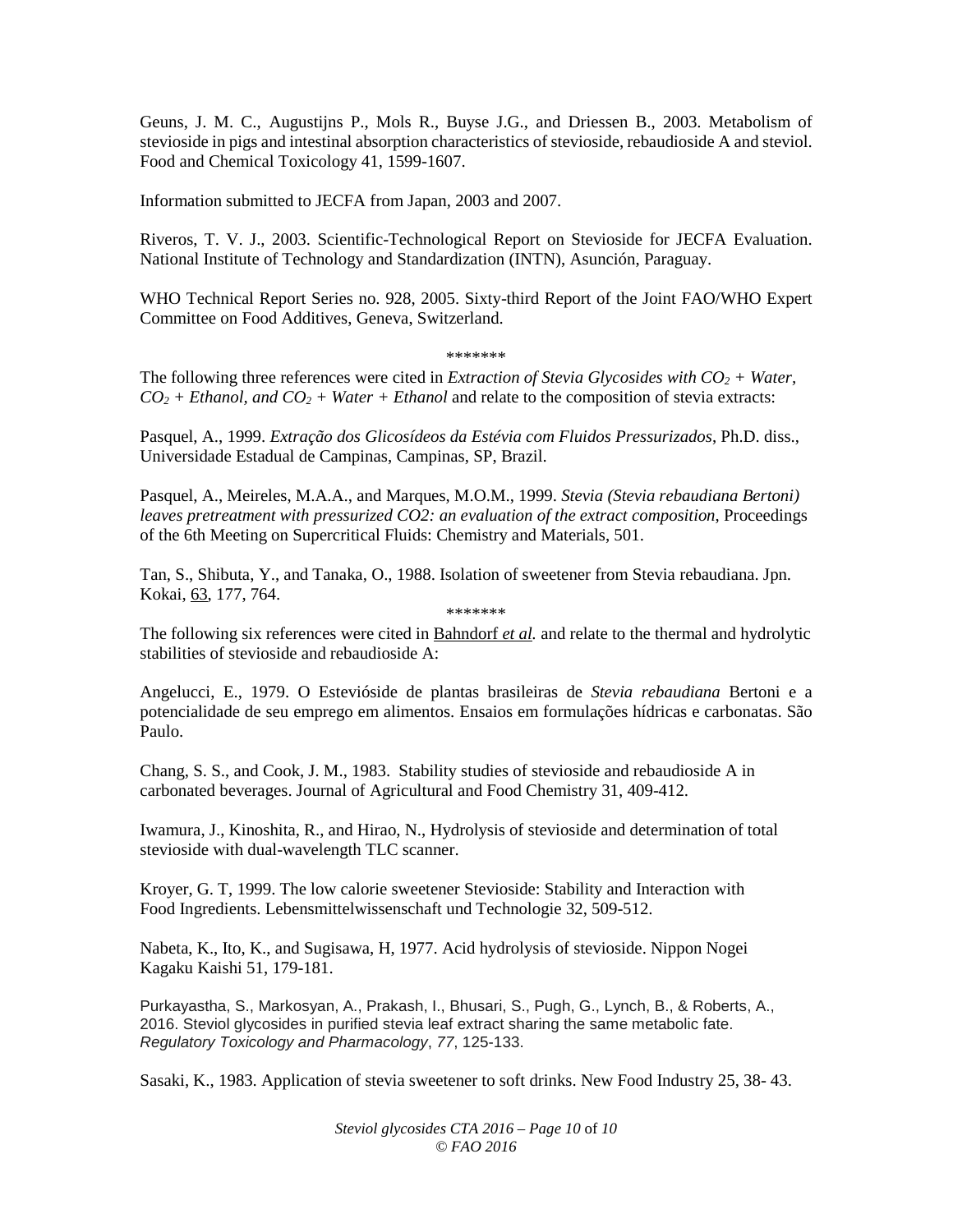Geuns, J. M. C., Augustijns P., Mols R., Buyse J.G., and Driessen B., 2003. Metabolism of stevioside in pigs and intestinal absorption characteristics of stevioside, rebaudioside A and steviol. Food and Chemical Toxicology 41, 1599-1607.

Information submitted to JECFA from Japan, 2003 and 2007.

Riveros, T. V. J., 2003. Scientific-Technological Report on Stevioside for JECFA Evaluation. National Institute of Technology and Standardization (INTN), Asunción, Paraguay.

WHO Technical Report Series no. 928, 2005. Sixty-third Report of the Joint FAO/WHO Expert Committee on Food Additives, Geneva, Switzerland.

*******

The following three references were cited in *Extraction of Stevia Glycosides with $CO_2$ + Water, $CO_2$ + Ethanol, and $CO_2$ + Water + Ethanol* and relate to the composition of stevia extracts:

Pasquel, A., 1999. *Extração dos Glicosídeos da Estévia com Fluidos Pressurizados*, Ph.D. diss., Universidade Estadual de Campinas, Campinas, SP, Brazil.

Pasquel, A., Meireles, M.A.A., and Marques, M.O.M., 1999. *Stevia (Stevia rebaudiana Bertoni) leaves pretreatment with pressurized CO2: an evaluation of the extract composition*, Proceedings of the 6th Meeting on Supercritical Fluids: Chemistry and Materials, 501.

Tan, S., Shibuta, Y., and Tanaka, O., 1988. Isolation of sweetener from Stevia rebaudiana. Jpn. Kokai, 63, 177, 764.

*******

The following six references were cited in Bahndorf *et al.* and relate to the thermal and hydrolytic stabilities of stevioside and rebaudioside A:

Angelucci, E., 1979. O Esteviósíde de plantas brasileiras de *Stevia rebaudiana* Bertoni e a potencialidade de seu emprego em alimentos. Ensaios em formulações hídricas e carbonatas. São Paulo.

Chang, S. S., and Cook, J. M., 1983. Stability studies of stevioside and rebaudioside A in carbonated beverages. Journal of Agricultural and Food Chemistry 31, 409-412.

Iwamura, J., Kinoshita, R., and Hirao, N., Hydrolysis of stevioside and determination of total stevioside with dual-wavelength TLC scanner.

Kroyer, G. T, 1999. The low calorie sweetener Stevioside: Stability and Interaction with Food Ingredients. Lebensmittelwissenschaft und Technologie 32, 509-512.

Nabeta, K., Ito, K., and Sugisawa, H, 1977. Acid hydrolysis of stevioside. Nippon Nogei Kagaku Kaishi 51, 179-181.

Purkayastha, S., Markosyan, A., Prakash, I., Bhusari, S., Pugh, G., Lynch, B., & Roberts, A., 2016. Steviol glycosides in purified stevia leaf extract sharing the same metabolic fate. *Regulatory Toxicology and Pharmacology*, *77*, 125-133.

Sasaki, K., 1983. Application of stevia sweetener to soft drinks. New Food Industry 25, 38- 43.